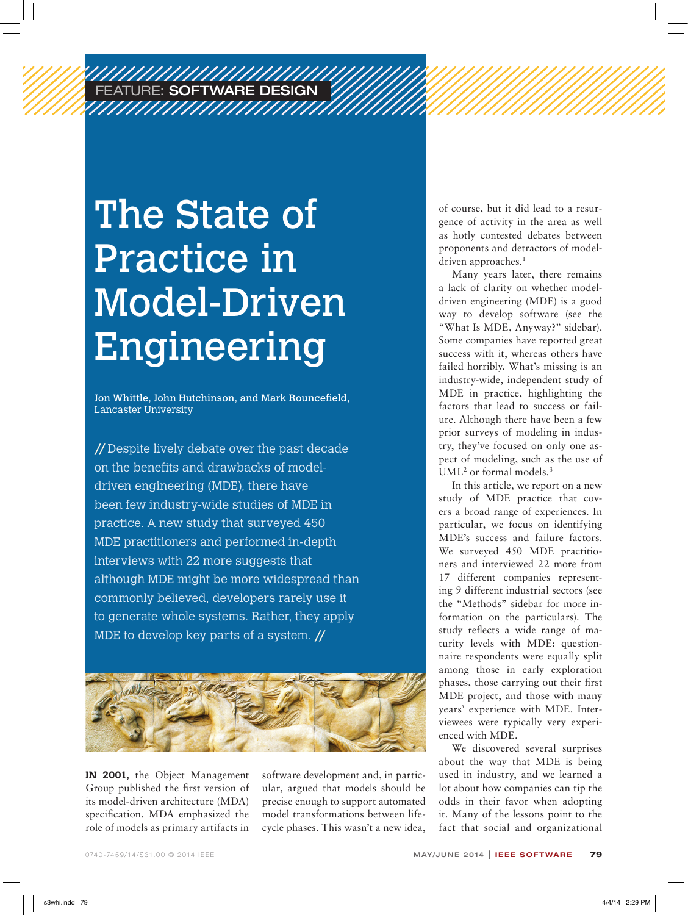FEATURE: SOFTWARE DESIGN

# The State of Practice in Model-Driven Engineering

**Jon Whittle, John Hutchinson, and Mark Rouncefield**, Lancaster University

// Despite lively debate over the past decade on the benefits and drawbacks of model-driven engineering (MDE), there have been few industry-wide studies of MDE in practice. A new study that surveyed 450 MDE practitioners and performed in-depth interviews with 22 more suggests that although MDE might be more widespread than commonly believed, developers rarely use it to generate whole systems. Rather, they apply MDE to develop key parts of a system. //

**IN 2001,** the Object Management Group published the first version of its model-driven architecture (MDA) specification. MDA emphasized the role of models as primary artifacts in software development and, in particular, argued that models should be precise enough to support automated model transformations between lifecycle phases. This wasn't a new idea, of course, but it did lead to a resurgence of activity in the area as well as hotly contested debates between proponents and detractors of model-driven approaches.[1]

Many years later, there remains a lack of clarity on whether model-driven engineering (MDE) is a good way to develop software (see the "What Is MDE, Anyway?" sidebar). Some companies have reported great success with it, whereas others have failed horribly. What's missing is an industry-wide, independent study of MDE in practice, highlighting the factors that lead to success or failure. Although there have been a few prior surveys of modeling in industry, they've focused on only one aspect of modeling, such as the use of UML[2] or formal models.[3]

In this article, we report on a new study of MDE practice that covers a broad range of experiences. In particular, we focus on identifying MDE's success and failure factors. We surveyed 450 MDE practitioners and interviewed 22 more from 17 different companies representing 9 different industrial sectors (see the "Methods" sidebar for more information on the particulars). The study reflects a wide range of maturity levels with MDE: questionnaire respondents were equally split among those in early exploration phases, those carrying out their first MDE project, and those with many years' experience with MDE. Interviewees were typically very experienced with MDE.

We discovered several surprises about the way that MDE is being used in industry, and we learned a lot about how companies can tip the odds in their favor when adopting it. Many of the lessons point to the fact that social and organizational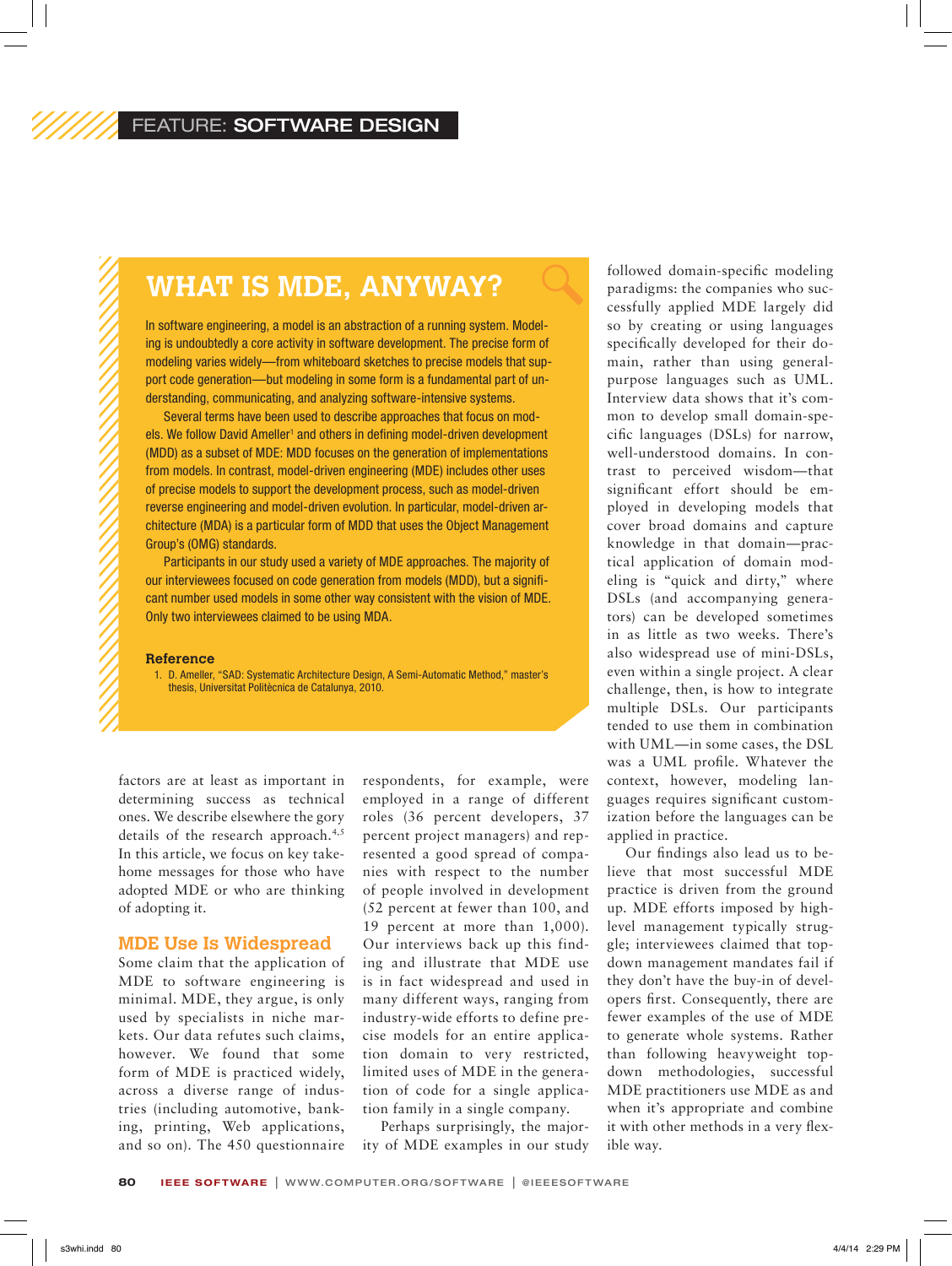## WHAT IS MDE, ANYWAY?

In software engineering, a model is an abstraction of a running system. Modeling is undoubtedly a core activity in software development. The precise form of modeling varies widely—from whiteboard sketches to precise models that support code generation—but modeling in some form is a fundamental part of understanding, communicating, and analyzing software-intensive systems.

Several terms have been used to describe approaches that focus on models. We follow David Ameller[1] and others in defining model-driven development (MDD) as a subset of MDE: MDD focuses on the generation of implementations from models. In contrast, model-driven engineering (MDE) includes other uses of precise models to support the development process, such as model-driven reverse engineering and model-driven evolution. In particular, model-driven architecture (MDA) is a particular form of MDD that uses the Object Management Group's (OMG) standards.

Participants in our study used a variety of MDE approaches. The majority of our interviewees focused on code generation from models (MDD), but a significant number used models in some other way consistent with the vision of MDE. Only two interviewees claimed to be using MDA.

### Reference

1. D. Ameller, "SAD: Systematic Architecture Design, A Semi-Automatic Method," master's thesis, Universitat Politècnica de Catalunya, 2010.

factors are at least as important in determining success as technical ones. We describe elsewhere the gory details of the research approach.[4,5] In this article, we focus on key take-home messages for those who have adopted MDE or who are thinking of adopting it.

## MDE Use Is Widespread

Some claim that the application of MDE to software engineering is minimal. MDE, they argue, is only used by specialists in niche markets. Our data refutes such claims, however. We found that some form of MDE is practiced widely, across a diverse range of industries (including automotive, banking, printing, Web applications, and so on). The 450 questionnaire respondents, for example, were employed in a range of different roles (36 percent developers, 37 percent project managers) and represented a good spread of companies with respect to the number of people involved in development (52 percent at fewer than 100, and 19 percent at more than 1,000). Our interviews back up this finding and illustrate that MDE use is in fact widespread and used in many different ways, ranging from industry-wide efforts to define precise models for an entire application domain to very restricted, limited uses of MDE in the generation of code for a single application family in a single company.

Perhaps surprisingly, the majority of MDE examples in our study followed domain-specific modeling paradigms: the companies who successfully applied MDE largely did so by creating or using languages specifically developed for their domain, rather than using general-purpose languages such as UML. Interview data shows that it's common to develop small domain-specific languages (DSLs) for narrow, well-understood domains. In contrast to perceived wisdom—that significant effort should be employed in developing models that cover broad domains and capture knowledge in that domain—practical application of domain modeling is "quick and dirty," where DSLs (and accompanying generators) can be developed sometimes in as little as two weeks. There's also widespread use of mini-DSLs, even within a single project. A clear challenge, then, is how to integrate multiple DSLs. Our participants tended to use them in combination with UML—in some cases, the DSL was a UML profile. Whatever the context, however, modeling languages requires significant customization before the languages can be applied in practice.

Our findings also lead us to believe that most successful MDE practice is driven from the ground up. MDE efforts imposed by high-level management typically struggle; interviewees claimed that top-down management mandates fail if they don't have the buy-in of developers first. Consequently, there are fewer examples of the use of MDE to generate whole systems. Rather than following heavyweight top-down methodologies, successful MDE practitioners use MDE as and when it's appropriate and combine it with other methods in a very flexible way.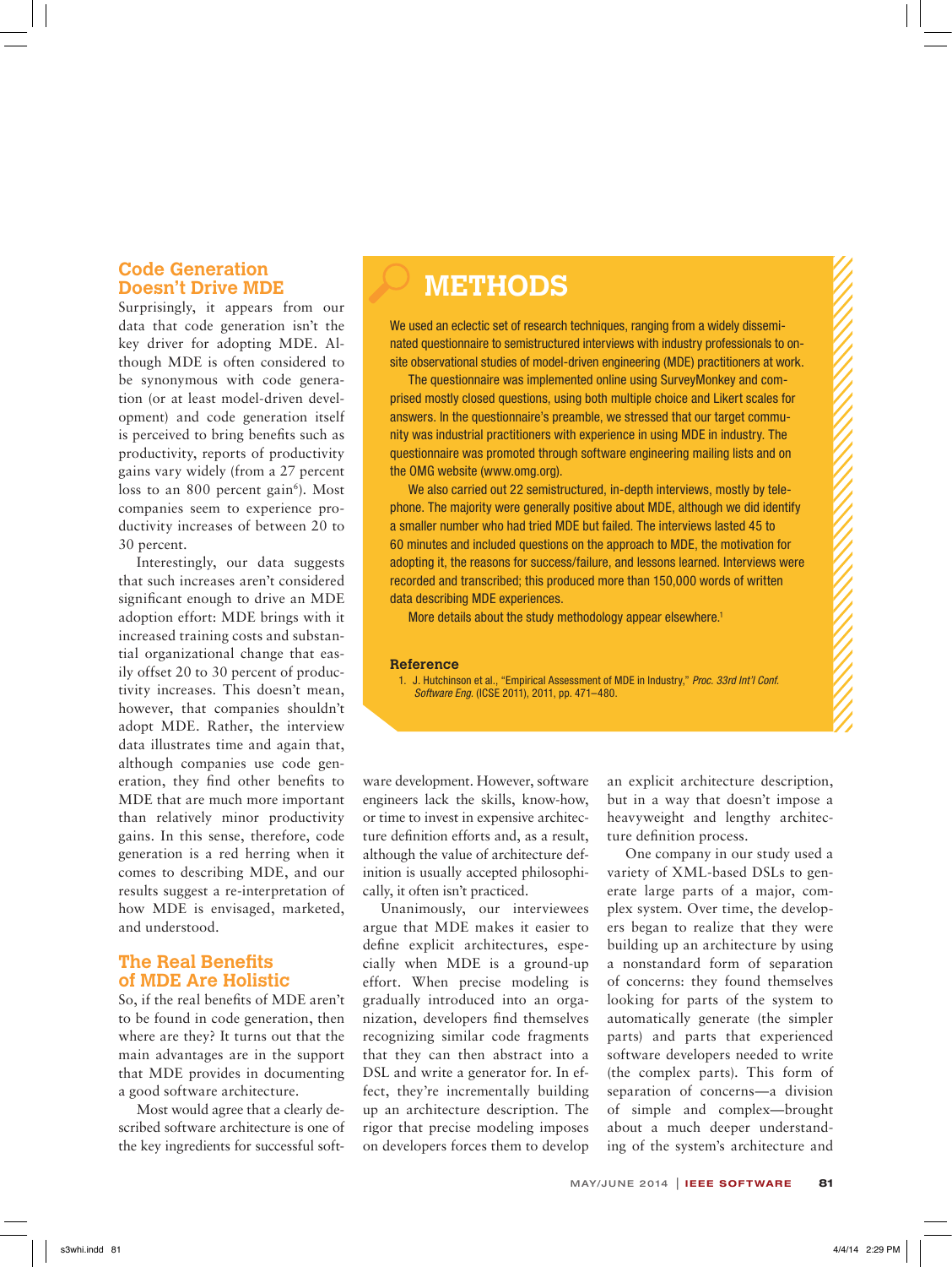## Code Generation Doesn't Drive MDE

Surprisingly, it appears from our data that code generation isn't the key driver for adopting MDE. Although MDE is often considered to be synonymous with code generation (or at least model-driven development) and code generation itself is perceived to bring benefits such as productivity, reports of productivity gains vary widely (from a 27 percent loss to an 800 percent gain[6]). Most companies seem to experience productivity increases of between 20 to 30 percent.

Interestingly, our data suggests that such increases aren't considered significant enough to drive an MDE adoption effort: MDE brings with it increased training costs and substantial organizational change that easily offset 20 to 30 percent of productivity increases. This doesn't mean, however, that companies shouldn't adopt MDE. Rather, the interview data illustrates time and again that, although companies use code generation, they find other benefits to MDE that are much more important than relatively minor productivity gains. In this sense, therefore, code generation is a red herring when it comes to describing MDE, and our results suggest a re-interpretation of how MDE is envisaged, marketed, and understood.

## The Real Benefits of MDE Are Holistic

So, if the real benefits of MDE aren't to be found in code generation, then where are they? It turns out that the main advantages are in the support that MDE provides in documenting a good software architecture.

Most would agree that a clearly described software architecture is one of the key ingredients for successful software development. However, software engineers lack the skills, know-how, or time to invest in expensive architecture definition efforts and, as a result, although the value of architecture definition is usually accepted philosophically, it often isn't practiced.

Unanimously, our interviewees argue that MDE makes it easier to define explicit architectures, especially when MDE is a ground-up effort. When precise modeling is gradually introduced into an organization, developers find themselves recognizing similar code fragments that they can then abstract into a DSL and write a generator for. In effect, they're incrementally building up an architecture description. The rigor that precise modeling imposes on developers forces them to develop an explicit architecture description, but in a way that doesn't impose a heavyweight and lengthy architecture definition process.

One company in our study used a variety of XML-based DSLs to generate large parts of a major, complex system. Over time, the developers began to realize that they were building up an architecture by using a nonstandard form of separation of concerns: they found themselves looking for parts of the system to automatically generate (the simpler parts) and parts that experienced software developers needed to write (the complex parts). This form of separation of concerns—a division of simple and complex—brought about a much deeper understanding of the system's architecture and

---

## METHODS

We used an eclectic set of research techniques, ranging from a widely disseminated questionnaire to semistructured interviews with industry professionals to onsite observational studies of model-driven engineering (MDE) practitioners at work.

The questionnaire was implemented online using SurveyMonkey and comprised mostly closed questions, using both multiple choice and Likert scales for answers. In the questionnaire's preamble, we stressed that our target community was industrial practitioners with experience in using MDE in industry. The questionnaire was promoted through software engineering mailing lists and on the OMG website (www.omg.org).

We also carried out 22 semistructured, in-depth interviews, mostly by telephone. The majority were generally positive about MDE, although we did identify a smaller number who had tried MDE but failed. The interviews lasted 45 to 60 minutes and included questions on the approach to MDE, the motivation for adopting it, the reasons for success/failure, and lessons learned. Interviews were recorded and transcribed; this produced more than 150,000 words of written data describing MDE experiences.

More details about the study methodology appear elsewhere.[1]

### Reference

1. J. Hutchinson et al., "Empirical Assessment of MDE in Industry," *Proc. 33rd Int'l Conf. Software Eng.* (ICSE 2011), 2011, pp. 471–480.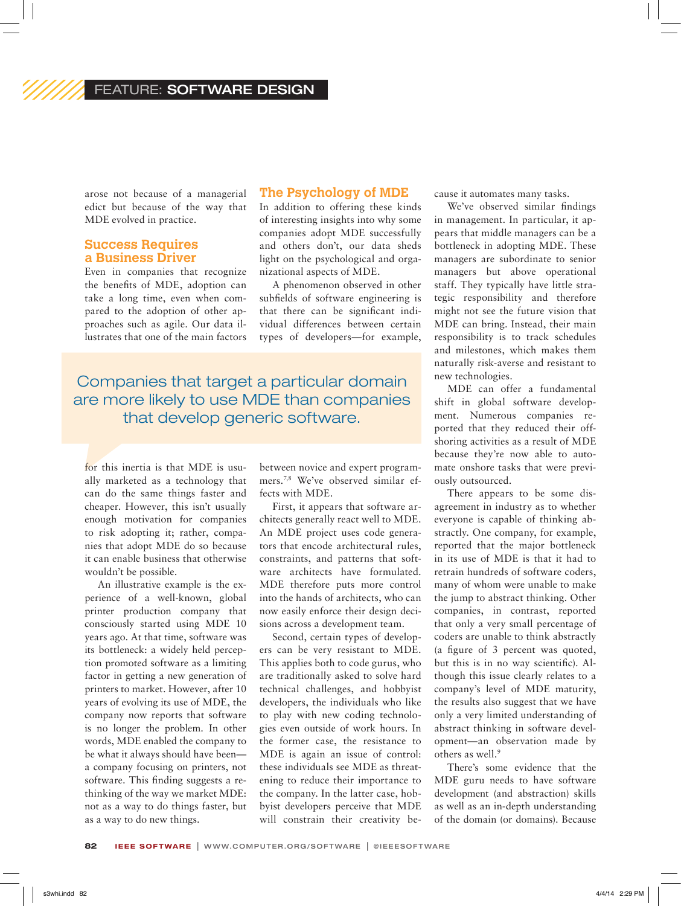arose not because of a managerial edict but because of the way that MDE evolved in practice.

## Success Requires a Business Driver

Even in companies that recognize the benefits of MDE, adoption can take a long time, even when compared to the adoption of other approaches such as agile. Our data illustrates that one of the main factors for this inertia is that MDE is usually marketed as a technology that can do the same things faster and cheaper. However, this isn't usually enough motivation for companies to risk adopting it; rather, companies that adopt MDE do so because it can enable business that otherwise wouldn't be possible.

An illustrative example is the experience of a well-known, global printer production company that consciously started using MDE 10 years ago. At that time, software was its bottleneck: a widely held perception promoted software as a limiting factor in getting a new generation of printers to market. However, after 10 years of evolving its use of MDE, the company now reports that software is no longer the problem. In other words, MDE enabled the company to be what it always should have been—a company focusing on printers, not software. This finding suggests a rethinking of the way we market MDE: not as a way to do things faster, but as a way to do new things.

> Companies that target a particular domain are more likely to use MDE than companies that develop generic software.

## The Psychology of MDE

In addition to offering these kinds of interesting insights into why some companies adopt MDE successfully and others don't, our data sheds light on the psychological and organizational aspects of MDE.

A phenomenon observed in other subfields of software engineering is that there can be significant individual differences between certain types of developers—for example, between novice and expert programmers.[7,8] We've observed similar effects with MDE.

First, it appears that software architects generally react well to MDE. An MDE project uses code generators that encode architectural rules, constraints, and patterns that software architects have formulated. MDE therefore puts more control into the hands of architects, who can now easily enforce their design decisions across a development team.

Second, certain types of developers can be very resistant to MDE. This applies both to code gurus, who are traditionally asked to solve hard technical challenges, and hobbyist developers, the individuals who like to play with new coding technologies even outside of work hours. In the former case, the resistance to MDE is again an issue of control: these individuals see MDE as threatening to reduce their importance to the company. In the latter case, hobbyist developers perceive that MDE will constrain their creativity because it automates many tasks.

We've observed similar findings in management. In particular, it appears that middle managers can be a bottleneck in adopting MDE. These managers are subordinate to senior managers but above operational staff. They typically have little strategic responsibility and therefore might not see the future vision that MDE can bring. Instead, their main responsibility is to track schedules and milestones, which makes them naturally risk-averse and resistant to new technologies.

MDE can offer a fundamental shift in global software development. Numerous companies reported that they reduced their offshoring activities as a result of MDE because they're now able to automate onshore tasks that were previously outsourced.

There appears to be some disagreement in industry as to whether everyone is capable of thinking abstractly. One company, for example, reported that the major bottleneck in its use of MDE is that it had to retrain hundreds of software coders, many of whom were unable to make the jump to abstract thinking. Other companies, in contrast, reported that only a very small percentage of coders are unable to think abstractly (a figure of 3 percent was quoted, but this is in no way scientific). Although this issue clearly relates to a company's level of MDE maturity, the results also suggest that we have only a very limited understanding of abstract thinking in software development—an observation made by others as well.[9]

There's some evidence that the MDE guru needs to have software development (and abstraction) skills as well as an in-depth understanding of the domain (or domains). Because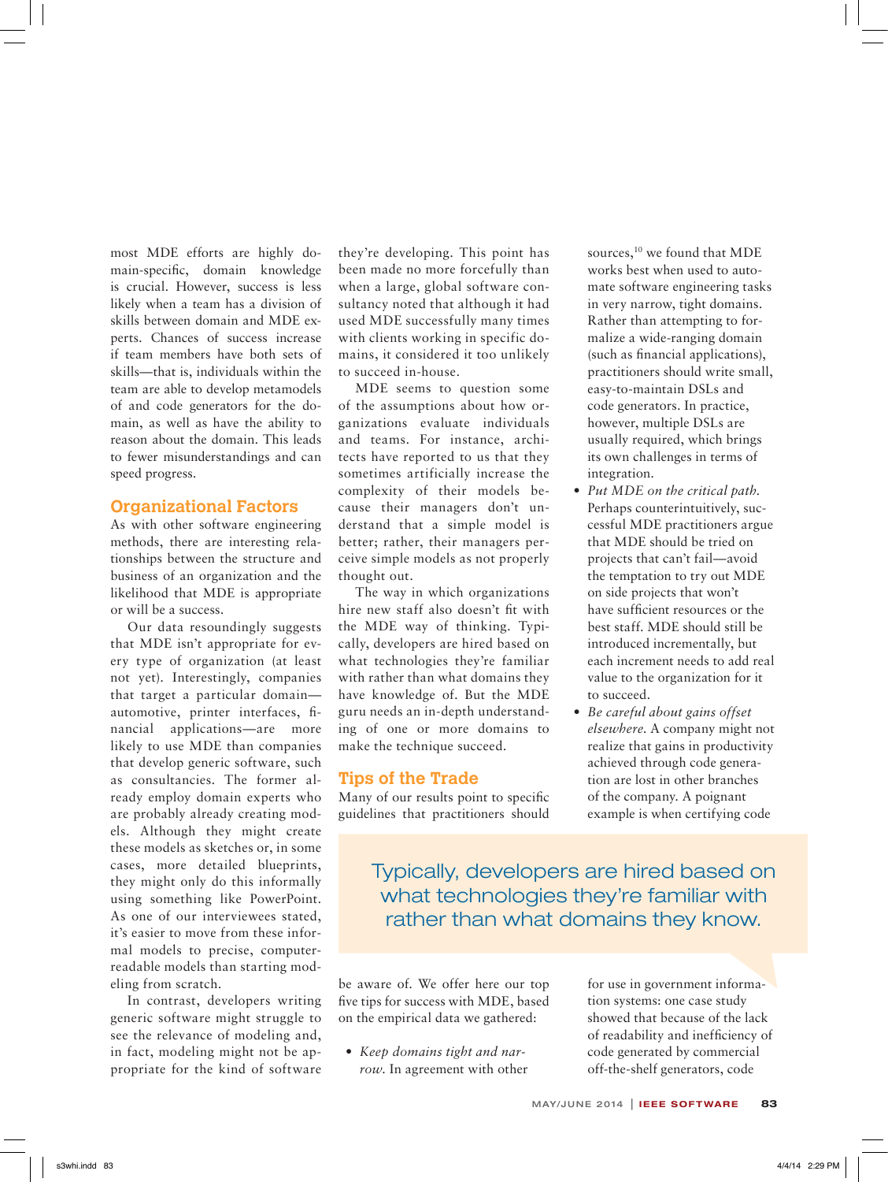most MDE efforts are highly domain-specific, domain knowledge is crucial. However, success is less likely when a team has a division of skills between domain and MDE experts. Chances of success increase if team members have both sets of skills—that is, individuals within the team are able to develop metamodels of and code generators for the domain, as well as have the ability to reason about the domain. This leads to fewer misunderstandings and can speed progress.

## Organizational Factors

As with other software engineering methods, there are interesting relationships between the structure and business of an organization and the likelihood that MDE is appropriate or will be a success.

Our data resoundingly suggests that MDE isn't appropriate for every type of organization (at least not yet). Interestingly, companies that target a particular domain—automotive, printer interfaces, financial applications—are more likely to use MDE than companies that develop generic software, such as consultancies. The former already employ domain experts who are probably already creating models. Although they might create these models as sketches or, in some cases, more detailed blueprints, they might only do this informally using something like PowerPoint. As one of our interviewees stated, it's easier to move from these informal models to precise, computer-readable models than starting modeling from scratch.

In contrast, developers writing generic software might struggle to see the relevance of modeling and, in fact, modeling might not be appropriate for the kind of software they're developing. This point has been made no more forcefully than when a large, global software consultancy noted that although it had used MDE successfully many times with clients working in specific domains, it considered it too unlikely to succeed in-house.

MDE seems to question some of the assumptions about how organizations evaluate individuals and teams. For instance, architects have reported to us that they sometimes artificially increase the complexity of their models because their managers don't understand that a simple model is better; rather, their managers perceive simple models as not properly thought out.

The way in which organizations hire new staff also doesn't fit with the MDE way of thinking. Typically, developers are hired based on what technologies they're familiar with rather than what domains they have knowledge of. But the MDE guru needs an in-depth understanding of one or more domains to make the technique succeed.

> Typically, developers are hired based on what technologies they're familiar with rather than what domains they know.

## Tips of the Trade

Many of our results point to specific guidelines that practitioners should be aware of. We offer here our top five tips for success with MDE, based on the empirical data we gathered:

- *Keep domains tight and narrow.* In agreement with other sources,[10] we found that MDE works best when used to automate software engineering tasks in very narrow, tight domains. Rather than attempting to formalize a wide-ranging domain (such as financial applications), practitioners should write small, easy-to-maintain DSLs and code generators. In practice, however, multiple DSLs are usually required, which brings its own challenges in terms of integration.
- *Put MDE on the critical path.* Perhaps counterintuitively, successful MDE practitioners argue that MDE should be tried on projects that can't fail—avoid the temptation to try out MDE on side projects that won't have sufficient resources or the best staff. MDE should still be introduced incrementally, but each increment needs to add real value to the organization for it to succeed.
- *Be careful about gains offset elsewhere.* A company might not realize that gains in productivity achieved through code generation are lost in other branches of the company. A poignant example is when certifying code for use in government information systems: one case study showed that because of the lack of readability and inefficiency of code generated by commercial off-the-shelf generators, code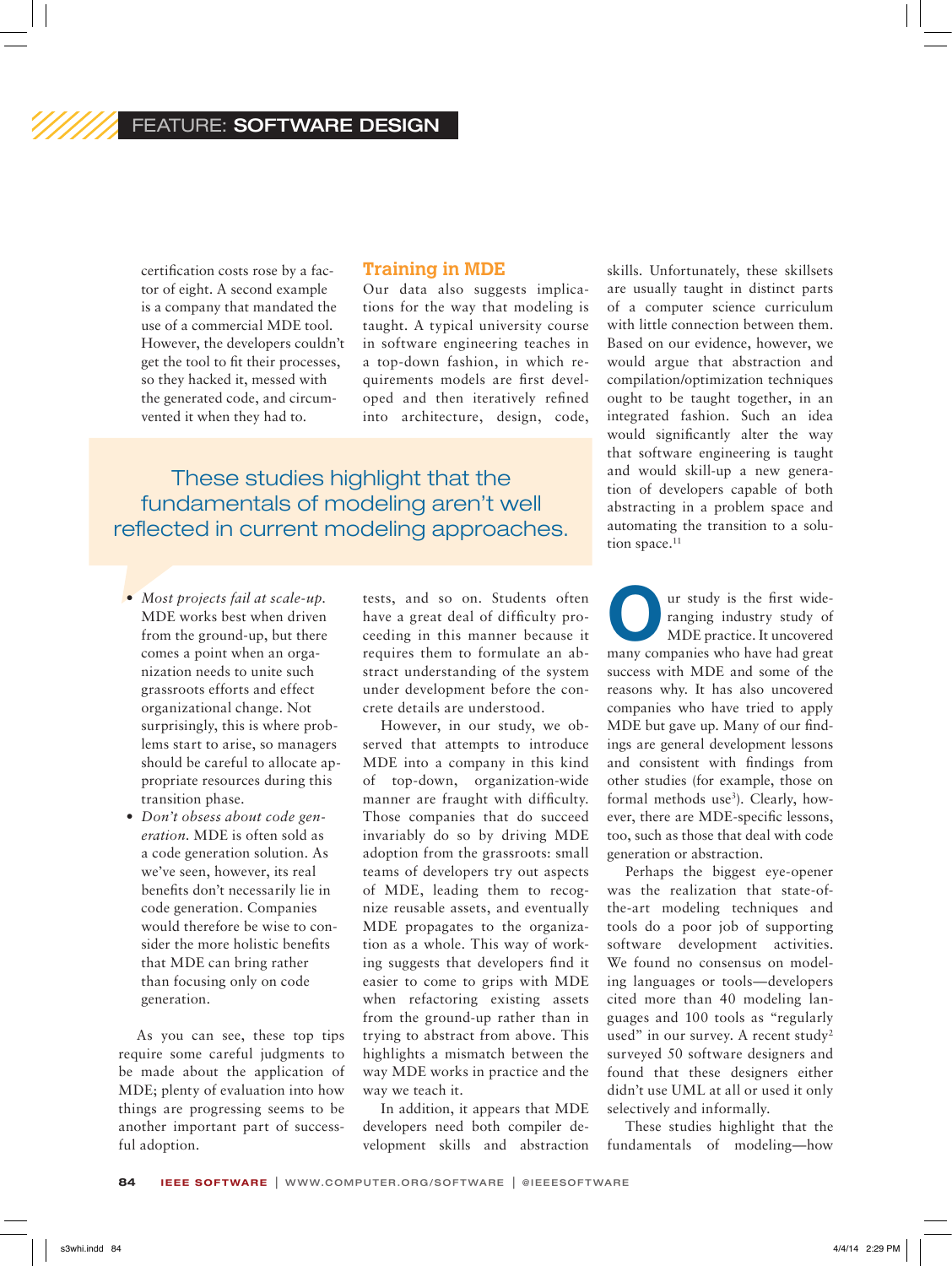certification costs rose by a factor of eight. A second example is a company that mandated the use of a commercial MDE tool. However, the developers couldn't get the tool to fit their processes, so they hacked it, messed with the generated code, and circumvented it when they had to.

- *Most projects fail at scale-up.* MDE works best when driven from the ground-up, but there comes a point when an organization needs to unite such grassroots efforts and effect organizational change. Not surprisingly, this is where problems start to arise, so managers should be careful to allocate appropriate resources during this transition phase.
- *Don't obsess about code generation.* MDE is often sold as a code generation solution. As we've seen, however, its real benefits don't necessarily lie in code generation. Companies would therefore be wise to consider the more holistic benefits that MDE can bring rather than focusing only on code generation.

As you can see, these top tips require some careful judgments to be made about the application of MDE; plenty of evaluation into how things are progressing seems to be another important part of successful adoption.

## Training in MDE

Our data also suggests implications for the way that modeling is taught. A typical university course in software engineering teaches in a top-down fashion, in which requirements models are first developed and then iteratively refined into architecture, design, code, tests, and so on. Students often have a great deal of difficulty proceeding in this manner because it requires them to formulate an abstract understanding of the system under development before the concrete details are understood.

However, in our study, we observed that attempts to introduce MDE into a company in this kind of top-down, organization-wide manner are fraught with difficulty. Those companies that do succeed invariably do so by driving MDE adoption from the grassroots: small teams of developers try out aspects of MDE, leading them to recognize reusable assets, and eventually MDE propagates to the organization as a whole. This way of working suggests that developers find it easier to come to grips with MDE when refactoring existing assets from the ground-up rather than trying to abstract from above. This highlights a mismatch between the way MDE works in practice and the way we teach it.

In addition, it appears that MDE developers need both compiler development skills and abstraction skills. Unfortunately, these skillsets are usually taught in distinct parts of a computer science curriculum with little connection between them. Based on our evidence, however, we would argue that abstraction and compilation/optimization techniques ought to be taught together, in an integrated fashion. Such an idea would significantly alter the way that software engineering is taught and would skill-up a new generation of developers capable of both abstracting in a problem space and automating the transition to a solution space.[11]

> These studies highlight that the fundamentals of modeling aren't well reflected in current modeling approaches.

Our study is the first wide-ranging industry study of MDE practice. It uncovered many companies who have had great success with MDE and some of the reasons why. It has also uncovered companies who have tried to apply MDE but gave up. Many of our findings are general development lessons and consistent with findings from other studies (for example, those on formal methods use[3]). Clearly, however, there are MDE-specific lessons, too, such as those that deal with code generation or abstraction.

Perhaps the biggest eye-opener was the realization that state-of-the-art modeling techniques and tools do a poor job of supporting software development activities. We found no consensus on modeling languages or tools—developers cited more than 40 modeling languages and 100 tools as "regularly used" in our survey. A recent study[2] surveyed 50 software designers and found that these designers either didn't use UML at all or used it only selectively and informally.

These studies highlight that the fundamentals of modeling—how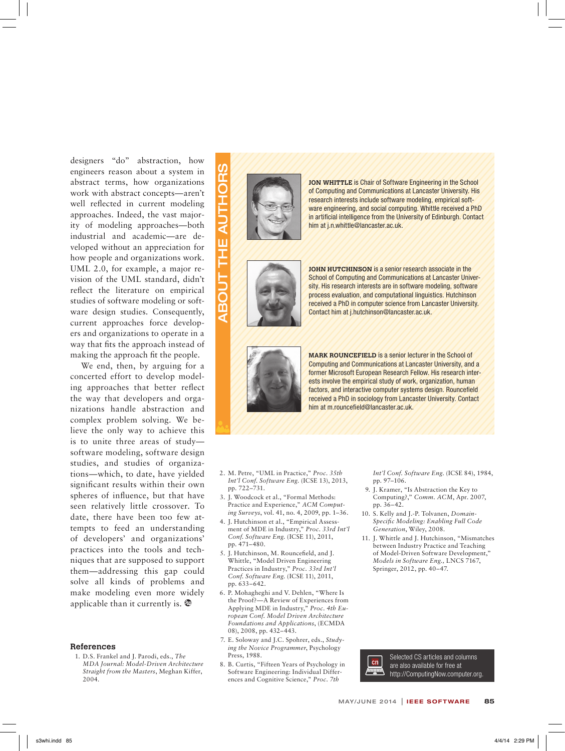designers "do" abstraction, how engineers reason about a system in abstract terms, how organizations work with abstract concepts—aren't well reflected in current modeling approaches. Indeed, the vast majority of modeling approaches—both industrial and academic—are developed without an appreciation for how people and organizations work. UML 2.0, for example, a major revision of the UML standard, didn't reflect the literature on empirical studies of software modeling or software design studies. Consequently, current approaches force developers and organizations to operate in a way that fits the approach instead of making the approach fit the people.

We end, then, by arguing for a concerted effort to develop modeling approaches that better reflect the way that developers and organizations handle abstraction and complex problem solving. We believe the only way to achieve this is to unite three areas of study—software modeling, software design studies, and studies of organizations—which, to date, have yielded significant results within their own spheres of influence, but that have seen relatively little crossover. To date, there have been too few attempts to feed an understanding of developers' and organizations' practices into the tools and techniques that are supposed to support them—addressing this gap could solve all kinds of problems and make modeling even more widely applicable than it currently is.

## About the Authors

**JON WHITTLE** is Chair of Software Engineering in the School of Computing and Communications at Lancaster University. His research interests include software modeling, empirical software engineering, and social computing. Whittle received a PhD in artificial intelligence from the University of Edinburgh. Contact him at j.n.whittle@lancaster.ac.uk.

**JOHN HUTCHINSON** is a senior research associate in the School of Computing and Communications at Lancaster University. His research interests are in software modeling, software process evaluation, and computational linguistics. Hutchinson received a PhD in computer science from Lancaster University. Contact him at j.hutchinson@lancaster.ac.uk.

**MARK ROUNCEFIELD** is a senior lecturer in the School of Computing and Communications at Lancaster University, and a former Microsoft European Research Fellow. His research interests involve the empirical study of work, organization, human factors, and interactive computer systems design. Rouncefield received a PhD in sociology from Lancaster University. Contact him at m.rouncefield@lancaster.ac.uk.

## References

1. D.S. Frankel and J. Parodi, eds., *The MDA Journal: Model-Driven Architecture Straight from the Masters*, Meghan Kiffer, 2004.
2. M. Petre, "UML in Practice," *Proc. 35th Int'l Conf. Software Eng.* (ICSE 13), 2013, pp. 722–731.
3. J. Woodcock et al., "Formal Methods: Practice and Experience," *ACM Computing Surveys*, vol. 41, no. 4, 2009, pp. 1–36.
4. J. Hutchinson et al., "Empirical Assessment of MDE in Industry," *Proc. 33rd Int'l Conf. Software Eng.* (ICSE 11), 2011, pp. 471–480.
5. J. Hutchinson, M. Rouncefield, and J. Whittle, "Model Driven Engineering Practices in Industry," *Proc. 33rd Int'l Conf. Software Eng.* (ICSE 11), 2011, pp. 633–642.
6. P. Mohagheghi and V. Dehlen, "Where Is the Proof?—A Review of Experiences from Applying MDE in Industry," *Proc. 4th European Conf. Model Driven Architecture Foundations and Applications*, (ECMDA 08), 2008, pp. 432–443.
7. E. Soloway and J.C. Spohrer, eds., *Studying the Novice Programmer*, Psychology Press, 1988.
8. B. Curtis, "Fifteen Years of Psychology in Software Engineering: Individual Differences and Cognitive Science," *Proc. 7th Int'l Conf. Software Eng.* (ICSE 84), 1984, pp. 97–106.
9. J. Kramer, "Is Abstraction the Key to Computing?," *Comm. ACM*, Apr. 2007, pp. 36–42.
10. S. Kelly and J.-P. Tolvanen, *Domain-Specific Modeling: Enabling Full Code Generation*, Wiley, 2008.
11. J. Whittle and J. Hutchinson, "Mismatches between Industry Practice and Teaching of Model-Driven Software Development," *Models in Software Eng.*, LNCS 7167, Springer, 2012, pp. 40–47.

Selected CS articles and columns are also available for free at http://ComputingNow.computer.org.